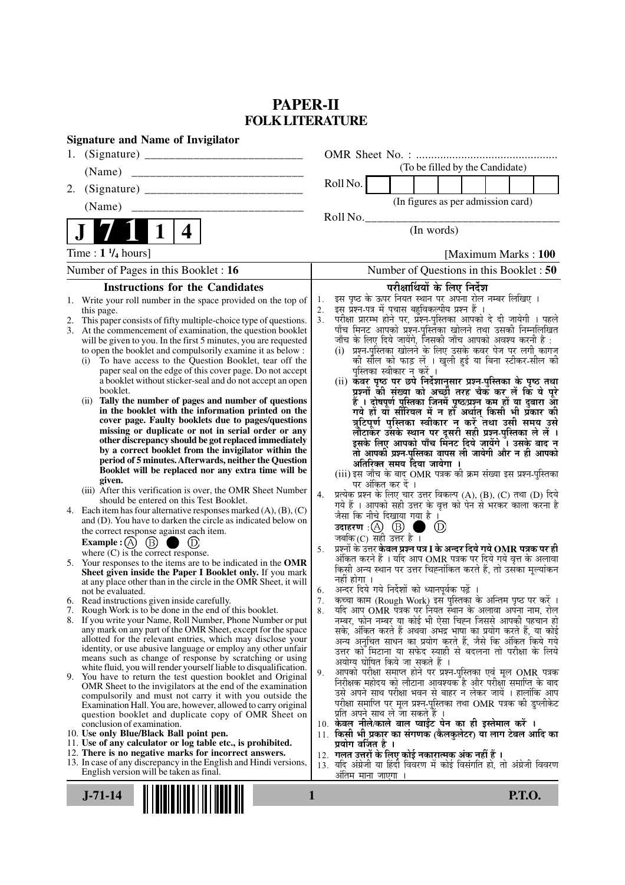# PAPER-II
## FOLK LITERATURE

**Signature and Name of Invigilator**

1. (Signature) __________________________

   (Name) __________________________

2. (Signature) __________________________

   (Name) __________________________

**J 7 1 1 4**

OMR Sheet No. : ...............................................

(To be filled by the Candidate)

Roll No. [ ] [ ] [ ] [ ] [ ] [ ] [ ] [ ]

(In figures as per admission card)

Roll No.__________________________________

(In words)

Time : **1 ¼ hours**] [Maximum Marks : **100**

Number of Pages in this Booklet : 16

Number of Questions in this Booklet : **50**

### Instructions for the Candidates

1. Write your roll number in the space provided on the top of this page.
2. This paper consists of fifty multiple-choice type of questions.
3. At the commencement of examination, the question booklet will be given to you. In the first 5 minutes, you are requested to open the booklet and compulsorily examine it as below :
   (i) To have access to the Question Booklet, tear off the paper seal on the edge of this cover page. Do not accept a booklet without sticker-seal and do not accept an open booklet.
   (ii) **Tally the number of pages and number of questions in the booklet with the information printed on the cover page. Faulty booklets due to pages/questions missing or duplicate or not in serial order or any other discrepancy should be got replaced immediately by a correct booklet from the invigilator within the period of 5 minutes. Afterwards, neither the Question Booklet will be replaced nor any extra time will be given.**
   (iii) After this verification is over, the OMR Sheet Number should be entered on this Test Booklet.
4. Each item has four alternative responses marked (A), (B), (C) and (D). You have to darken the circle as indicated below on the correct response against each item.
   **Example :** (A) (B) ● (D)
   where (C) is the correct response.
5. Your responses to the items are to be indicated in the **OMR Sheet given inside the Paper I Booklet only.** If you mark at any place other than in the circle in the OMR Sheet, it will not be evaluated.
6. Read instructions given inside carefully.
7. Rough Work is to be done in the end of this booklet.
8. If you write your Name, Roll Number, Phone Number or put any mark on any part of the OMR Sheet, except for the space allotted for the relevant entries, which may disclose your identity, or use abusive language or employ any other unfair means such as change of response by scratching or using white fluid, you will render yourself liable to disqualification.
9. You have to return the test question booklet and Original OMR Sheet to the invigilators at the end of the examination compulsorily and must not carry it with you outside the Examination Hall. You are, however, allowed to carry original question booklet and duplicate copy of OMR Sheet on conclusion of examination.
10. **Use only Blue/Black Ball point pen.**
11. **Use of any calculator or log table etc., is prohibited.**
12. **There is no negative marks for incorrect answers.**
13. In case of any discrepancy in the English and Hindi versions, English version will be taken as final.

### परीक्षार्थियों के लिए निर्देश

1. इस पृष्ठ के ऊपर नियत स्थान पर अपना रोल नम्बर लिखिए ।
2. इस प्रश्न-पत्र में पचास बहुविकल्पीय प्रश्न हैं ।
3. परीक्षा प्रारम्भ होने पर, प्रश्न-पुस्तिका आपको दे दी जायेगी । पहले पाँच मिनट आपको प्रश्न-पुस्तिका खोलने तथा उसकी निम्नलिखित जाँच के लिए दिये जायेंगे, जिसकी जाँच आपको अवश्य करनी है :
   (i) प्रश्न-पुस्तिका खोलने के लिए उसके कवर पेज पर लगी कागज की सील को फाड़ लें । खुली हुई या बिना स्टीकर-सील की पुस्तिका स्वीकार न करें ।
   (ii) **कवर पृष्ठ पर छपे निर्देशानुसार प्रश्न-पुस्तिका के पृष्ठ तथा प्रश्नों की संख्या को अच्छी तरह चैक कर लें कि ये पूरे हैं । दोषपूर्ण पुस्तिका जिनमें पृष्ठ/प्रश्न कम हों या दुबारा आ गये हों या सीरियल में न हों अर्थात् किसी भी प्रकार की त्रुटिपूर्ण पुस्तिका स्वीकार न करें तथा उसी समय उसे लौटाकर उसके स्थान पर दूसरी सही प्रश्न-पुस्तिका ले लें । इसके लिए आपको पाँच मिनट दिये जायेंगे । उसके बाद न तो आपकी प्रश्न-पुस्तिका वापस ली जायेगी और न ही आपको अतिरिक्त समय दिया जायेगा ।**
   (iii) इस जाँच के बाद OMR पत्रक की क्रम संख्या इस प्रश्न-पुस्तिका पर अंकित कर दें ।
4. प्रत्येक प्रश्न के लिए चार उत्तर विकल्प (A), (B), (C) तथा (D) दिये गये हैं । आपको सही उत्तर के वृत्त को पेन से भरकर काला करना है जैसा कि नीचे दिखाया गया है ।
   **उदाहरण :** (A) (B) ● (D)
   जबकि (C) सही उत्तर है ।
5. प्रश्नों के उत्तर **केवल प्रश्न पत्र I के अन्दर दिये गये OMR पत्रक पर ही** अंकित करने हैं । यदि आप OMR पत्रक पर दिये गये वृत्त के अलावा किसी अन्य स्थान पर उत्तर चिह्नांकित करते हैं, तो उसका मूल्यांकन नहीं होगा ।
6. अन्दर दिये गये निर्देशों को ध्यानपूर्वक पढ़ें ।
7. कच्चा काम (Rough Work) इस पुस्तिका के अन्तिम पृष्ठ पर करें ।
8. यदि आप OMR पत्रक पर नियत स्थान के अलावा अपना नाम, रोल नम्बर, फोन नम्बर या कोई भी ऐसा चिह्न जिससे आपकी पहचान हो सके, अंकित करते हैं अथवा अभद्र भाषा का प्रयोग करते हैं, या कोई अन्य अनुचित साधन का प्रयोग करते हैं, जैसे कि अंकित किये गये उत्तर को मिटाना या सफेद स्याही से बदलना तो परीक्षा के लिये अयोग्य घोषित किये जा सकते हैं ।
9. आपको परीक्षा समाप्त होने पर प्रश्न-पुस्तिका एवं मूल OMR पत्रक निरीक्षक महोदय को लौटाना आवश्यक है और परीक्षा समाप्ति के बाद उसे अपने साथ परीक्षा भवन से बाहर न लेकर जायें । हालांकि आप परीक्षा समाप्ति पर मूल प्रश्न-पुस्तिका तथा OMR पत्रक की डुप्लीकेट प्रति अपने साथ ले जा सकते हैं ।
10. **केवल नीले/काले बाल प्वाईंट पेन का ही इस्तेमाल करें ।**
11. **किसी भी प्रकार का संगणक (कैलकुलेटर) या लाग टेबल आदि का प्रयोग वर्जित है ।**
12. **गलत उत्तरों के लिए कोई नकारात्मक अंक नहीं हैं ।**
13. यदि अंग्रेजी या हिंदी विवरण में कोई विसंगति हो, तो अंग्रेजी विवरण अंतिम माना जाएगा ।

J-71-14 **P.T.O.**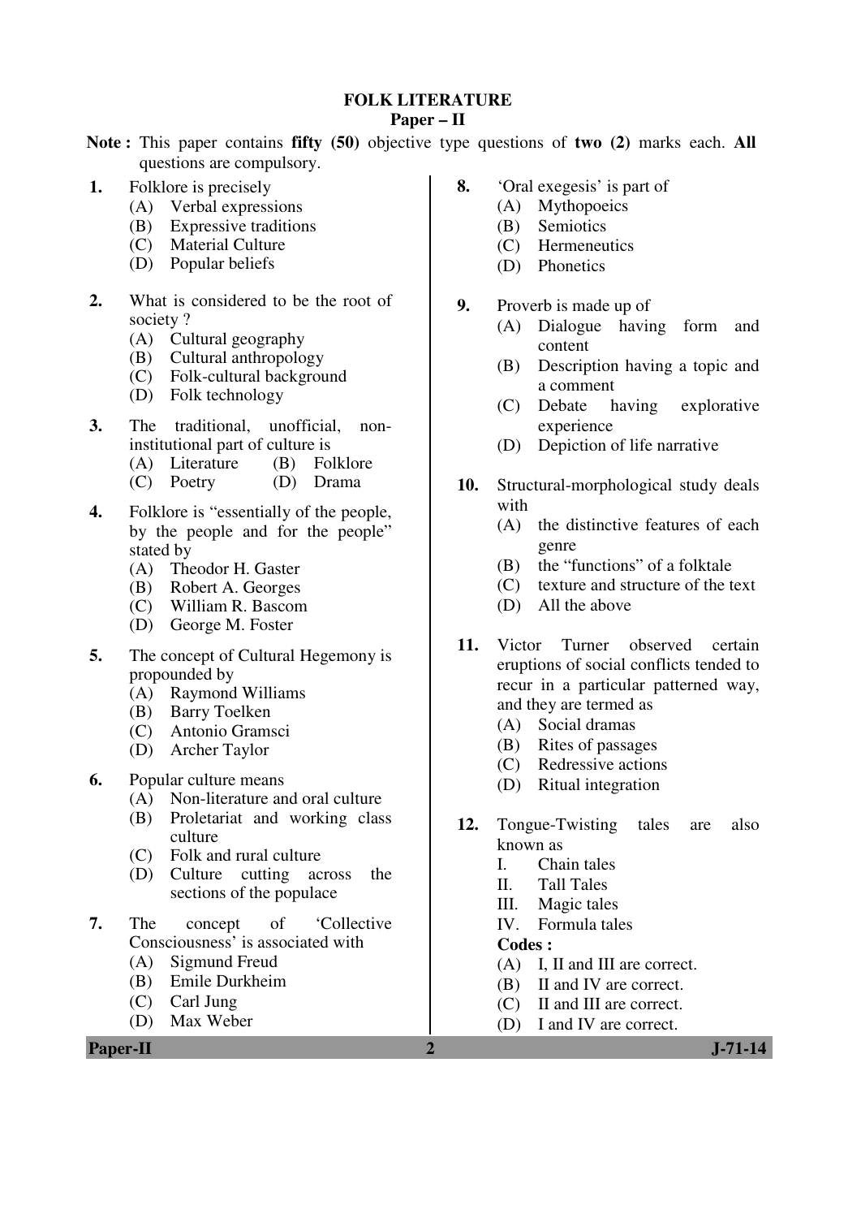# FOLK LITERATURE

## Paper – II

**Note :** This paper contains **fifty (50)** objective type questions of **two (2)** marks each. **All** questions are compulsory.

**1.** Folklore is precisely
- (A) Verbal expressions
- (B) Expressive traditions
- (C) Material Culture
- (D) Popular beliefs

**2.** What is considered to be the root of society ?
- (A) Cultural geography
- (B) Cultural anthropology
- (C) Folk-cultural background
- (D) Folk technology

**3.** The traditional, unofficial, non-institutional part of culture is
- (A) Literature
- (B) Folklore
- (C) Poetry
- (D) Drama

**4.** Folklore is "essentially of the people, by the people and for the people" stated by
- (A) Theodor H. Gaster
- (B) Robert A. Georges
- (C) William R. Bascom
- (D) George M. Foster

**5.** The concept of Cultural Hegemony is propounded by
- (A) Raymond Williams
- (B) Barry Toelken
- (C) Antonio Gramsci
- (D) Archer Taylor

**6.** Popular culture means
- (A) Non-literature and oral culture
- (B) Proletariat and working class culture
- (C) Folk and rural culture
- (D) Culture cutting across the sections of the populace

**7.** The concept of 'Collective Consciousness' is associated with
- (A) Sigmund Freud
- (B) Emile Durkheim
- (C) Carl Jung
- (D) Max Weber

**8.** 'Oral exegesis' is part of
- (A) Mythopoeics
- (B) Semiotics
- (C) Hermeneutics
- (D) Phonetics

**9.** Proverb is made up of
- (A) Dialogue having form and content
- (B) Description having a topic and a comment
- (C) Debate having explorative experience
- (D) Depiction of life narrative

**10.** Structural-morphological study deals with
- (A) the distinctive features of each genre
- (B) the "functions" of a folktale
- (C) texture and structure of the text
- (D) All the above

**11.** Victor Turner observed certain eruptions of social conflicts tended to recur in a particular patterned way, and they are termed as
- (A) Social dramas
- (B) Rites of passages
- (C) Redressive actions
- (D) Ritual integration

**12.** Tongue-Twisting tales are also known as

I. Chain tales
II. Tall Tales
III. Magic tales
IV. Formula tales

**Codes :**
- (A) I, II and III are correct.
- (B) II and IV are correct.
- (C) II and III are correct.
- (D) I and IV are correct.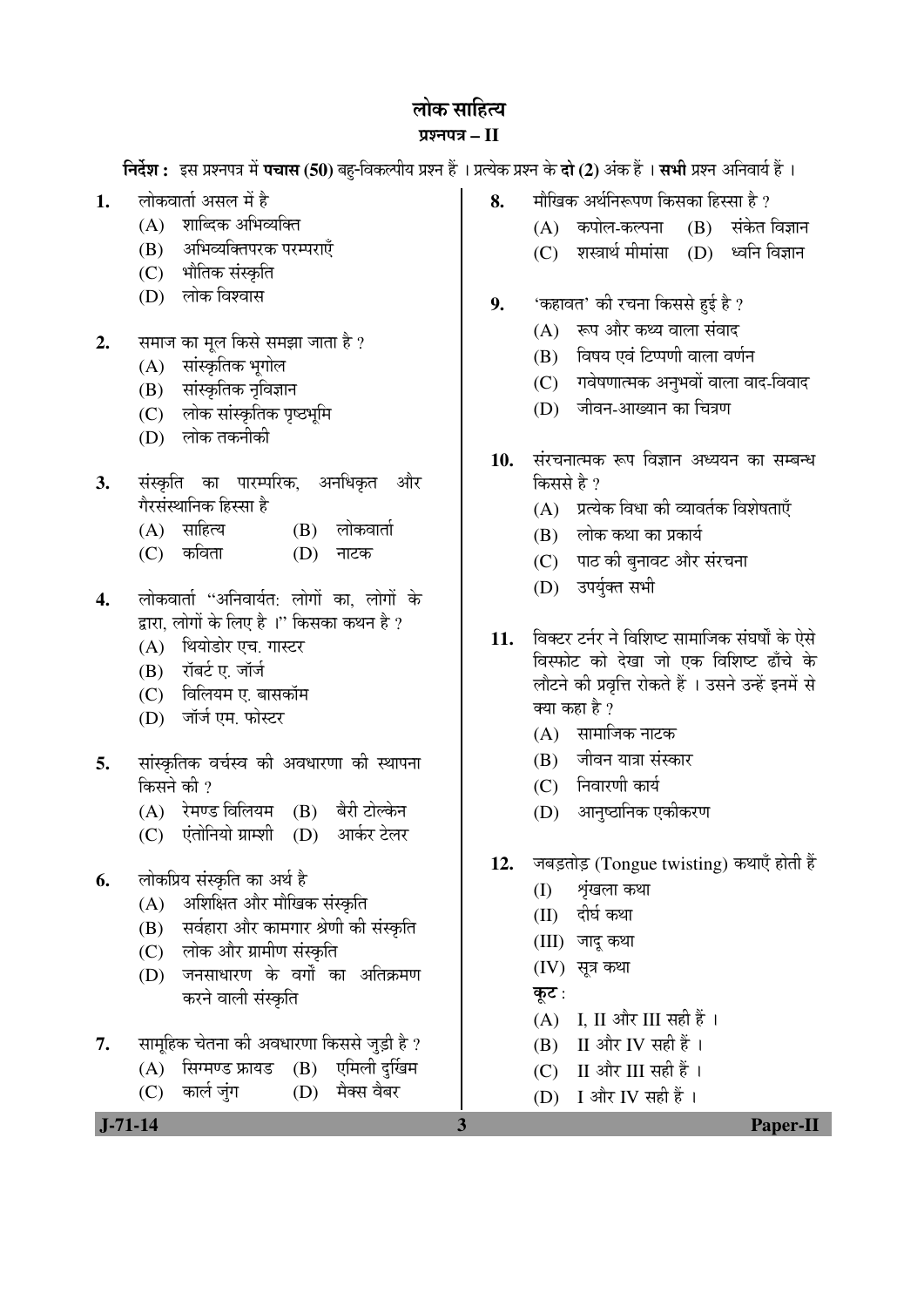# लोक साहित्य

## प्रश्नपत्र – II

**निर्देश :** इस प्रश्नपत्र में **पचास (50)** बहु-विकल्पीय प्रश्न हैं । प्रत्येक प्रश्न के **दो (2)** अंक हैं । **सभी** प्रश्न अनिवार्य हैं ।

**1.** लोकवार्ता असल में है

(A) शाब्दिक अभिव्यक्ति

(B) अभिव्यक्तिपरक परम्पराएँ

(C) भौतिक संस्कृति

(D) लोक विश्वास

**2.** समाज का मूल किसे समझा जाता है ?

(A) सांस्कृतिक भूगोल

(B) सांस्कृतिक नृविज्ञान

(C) लोक सांस्कृतिक पृष्ठभूमि

(D) लोक तकनीकी

**3.** संस्कृति का पारम्परिक, अनधिकृत और गैरसंस्थानिक हिस्सा है

(A) साहित्य (B) लोकवार्ता

(C) कविता (D) नाटक

**4.** लोकवार्ता "अनिवार्यत: लोगों का, लोगों के द्वारा, लोगों के लिए है ।" किसका कथन है ?

(A) थियोडोर एच. गास्टर

(B) रॉबर्ट ए. जॉर्ज

(C) विलियम ए. बासकॉम

(D) जॉर्ज एम. फोस्टर

**5.** सांस्कृतिक वर्चस्व की अवधारणा की स्थापना किसने की ?

(A) रेमण्ड विलियम (B) बैरी टोल्केन

(C) एंतोनियो ग्राम्शी (D) आर्कर टेलर

**6.** लोकप्रिय संस्कृति का अर्थ है

(A) अशिक्षित और मौखिक संस्कृति

(B) सर्वहारा और कामगार श्रेणी की संस्कृति

(C) लोक और ग्रामीण संस्कृति

(D) जनसाधारण के वर्गों का अतिक्रमण करने वाली संस्कृति

**7.** सामूहिक चेतना की अवधारणा किससे जुड़ी है ?

(A) सिग्मण्ड फ्रायड (B) एमिली दुर्खिम

(C) कार्ल जुंग (D) मैक्स वैबर

**8.** मौखिक अर्थनिरूपण किसका हिस्सा है ?

(A) कपोल-कल्पना (B) संकेत विज्ञान

(C) शस्त्रार्थ मीमांसा (D) ध्वनि विज्ञान

**9.** 'कहावत' की रचना किससे हुई है ?

(A) रूप और कथ्य वाला संवाद

(B) विषय एवं टिप्पणी वाला वर्णन

(C) गवेषणात्मक अनुभवों वाला वाद-विवाद

(D) जीवन-आख्यान का चित्रण

**10.** संरचनात्मक रूप विज्ञान अध्ययन का सम्बन्ध किससे है ?

(A) प्रत्येक विधा की व्यावर्तक विशेषताएँ

(B) लोक कथा का प्रकार्य

(C) पाठ की बुनावट और संरचना

(D) उपर्युक्त सभी

**11.** विक्टर टर्नर ने विशिष्ट सामाजिक संघर्षों के ऐसे विस्फोट को देखा जो एक विशिष्ट ढाँचे के लौटने की प्रवृत्ति रोकते हैं । उसने उन्हें इनमें से क्या कहा है ?

(A) सामाजिक नाटक

(B) जीवन यात्रा संस्कार

(C) निवारणी कार्य

(D) आनुष्ठानिक एकीकरण

**12.** जबड़तोड़ (Tongue twisting) कथाएँ होती हैं

(I) श्रृंखला कथा

(II) दीर्घ कथा

(III) जादू कथा

(IV) सूत्र कथा

**कूट :**

(A) I, II और III सही हैं ।

(B) II और IV सही हैं ।

(C) II और III सही हैं ।

(D) I और IV सही हैं ।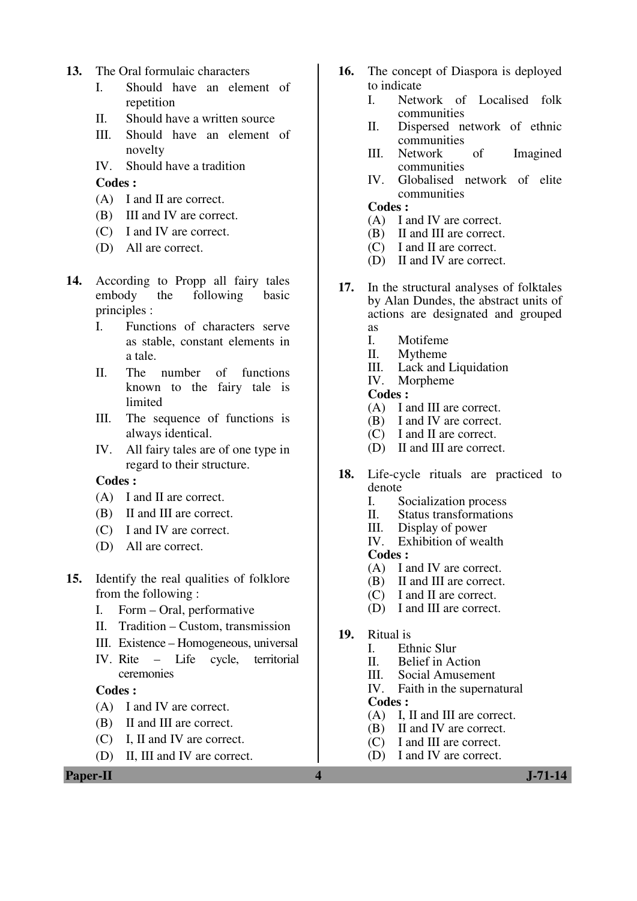13. The Oral formulaic characters
    I. Should have an element of repetition
    II. Should have a written source
    III. Should have an element of novelty
    IV. Should have a tradition

    **Codes :**
    (A) I and II are correct.
    (B) III and IV are correct.
    (C) I and IV are correct.
    (D) All are correct.

14. According to Propp all fairy tales embody the following basic principles :
    I. Functions of characters serve as stable, constant elements in a tale.
    II. The number of functions known to the fairy tale is limited
    III. The sequence of functions is always identical.
    IV. All fairy tales are of one type in regard to their structure.

    **Codes :**
    (A) I and II are correct.
    (B) II and III are correct.
    (C) I and IV are correct.
    (D) All are correct.

15. Identify the real qualities of folklore from the following :
    I. Form – Oral, performative
    II. Tradition – Custom, transmission
    III. Existence – Homogeneous, universal
    IV. Rite – Life cycle, territorial ceremonies

    **Codes :**
    (A) I and IV are correct.
    (B) II and III are correct.
    (C) I, II and IV are correct.
    (D) II, III and IV are correct.

16. The concept of Diaspora is deployed to indicate
    I. Network of Localised folk communities
    II. Dispersed network of ethnic communities
    III. Network of Imagined communities
    IV. Globalised network of elite communities

    **Codes :**
    (A) I and IV are correct.
    (B) II and III are correct.
    (C) I and II are correct.
    (D) II and IV are correct.

17. In the structural analyses of folktales by Alan Dundes, the abstract units of actions are designated and grouped as
    I. Motifeme
    II. Mytheme
    III. Lack and Liquidation
    IV. Morpheme

    **Codes :**
    (A) I and III are correct.
    (B) I and IV are correct.
    (C) I and II are correct.
    (D) II and III are correct.

18. Life-cycle rituals are practiced to denote
    I. Socialization process
    II. Status transformations
    III. Display of power
    IV. Exhibition of wealth

    **Codes :**
    (A) I and IV are correct.
    (B) II and III are correct.
    (C) I and II are correct.
    (D) I and III are correct.

19. Ritual is
    I. Ethnic Slur
    II. Belief in Action
    III. Social Amusement
    IV. Faith in the supernatural

    **Codes :**
    (A) I, II and III are correct.
    (B) II and IV are correct.
    (C) I and III are correct.
    (D) I and IV are correct.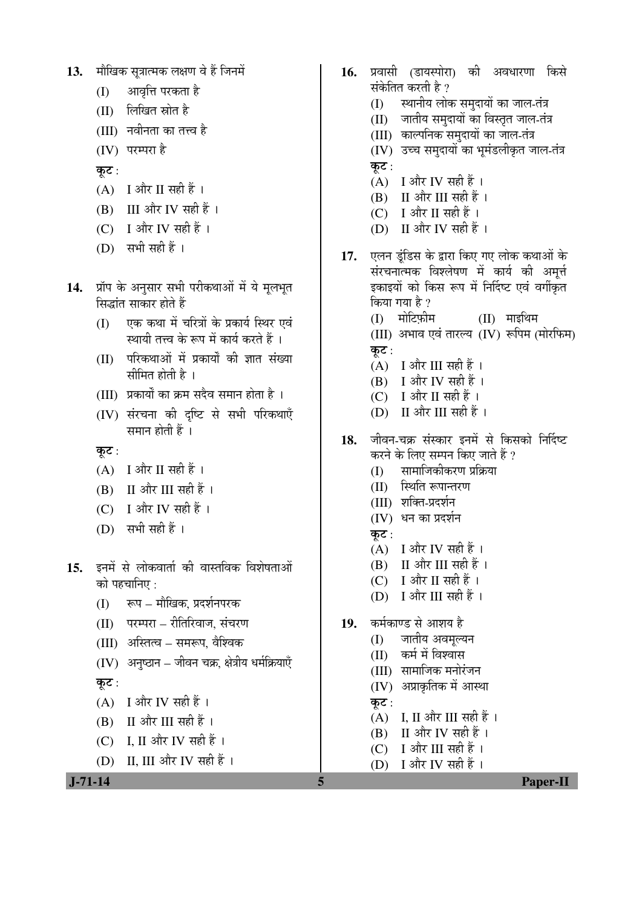**13.** मौखिक सूत्रात्मक लक्षण वे हैं जिनमें

(I) आवृत्ति परकता है

(II) लिखित स्रोत है

(III) नवीनता का तत्त्व है

(IV) परम्परा है

**कूट :**

(A) I और II सही हैं ।

(B) III और IV सही हैं ।

(C) I और IV सही हैं ।

(D) सभी सही हैं ।

**14.** प्रॉप के अनुसार सभी परीकथाओं में ये मूलभूत सिद्धांत साकार होते हैं

(I) एक कथा में चरित्रों के प्रकार्य स्थिर एवं स्थायी तत्त्व के रूप में कार्य करते हैं ।

(II) परिकथाओं में प्रकार्यों की ज्ञात संख्या सीमित होती है ।

(III) प्रकार्यों का क्रम सदैव समान होता है ।

(IV) संरचना की दृष्टि से सभी परिकथाएँ समान होती हैं ।

**कूट :**

(A) I और II सही हैं ।

(B) II और III सही हैं ।

(C) I और IV सही हैं ।

(D) सभी सही हैं ।

**15.** इनमें से लोकवार्ता की वास्तविक विशेषताओं को पहचानिए :

(I) रूप – मौखिक, प्रदर्शनपरक

(II) परम्परा – रीतिरिवाज, संचरण

(III) अस्तित्व – समरूप, वैश्विक

(IV) अनुष्ठान – जीवन चक्र, क्षेत्रीय धर्मक्रियाएँ

**कूट :**

(A) I और IV सही हैं ।

(B) II और III सही हैं ।

(C) I, II और IV सही हैं ।

(D) II, III और IV सही हैं ।

**16.** प्रवासी (डायस्पोरा) की अवधारणा किसे संकेतित करती है ?

(I) स्थानीय लोक समुदायों का जाल-तंत्र

(II) जातीय समुदायों का विस्तृत जाल-तंत्र

(III) काल्पनिक समुदायों का जाल-तंत्र

(IV) उच्च समुदायों का भूमंडलीकृत जाल-तंत्र

**कूट :**

(A) I और IV सही हैं ।

(B) II और III सही हैं ।

(C) I और II सही हैं ।

(D) II और IV सही हैं ।

**17.** एलन डूंडिस के द्वारा किए गए लोक कथाओं के संरचनात्मक विश्लेषण में कार्य की अमूर्त इकाइयों को किस रूप में निर्दिष्ट एवं वर्गीकृत किया गया है ?

(I) मोटिफ़ीम (II) माइथिम

(III) अभाव एवं तारल्य (IV) रूपिम (मोरफिम)

**कूट :**

(A) I और III सही हैं ।

(B) I और IV सही हैं ।

(C) I और II सही हैं ।

(D) II और III सही हैं ।

**18.** जीवन-चक्र संस्कार इनमें से किसको निर्दिष्ट करने के लिए सम्पन किए जाते हैं ?

(I) सामाजिकीकरण प्रक्रिया

(II) स्थिति रूपान्तरण

(III) शक्ति-प्रदर्शन

(IV) धन का प्रदर्शन

**कूट :**

(A) I और IV सही हैं ।

(B) II और III सही हैं ।

(C) I और II सही हैं ।

(D) I और III सही हैं ।

**19.** कर्मकाण्ड से आशय है

(I) जातीय अवमूल्यन

(II) कर्म में विश्वास

(III) सामाजिक मनोरंजन

(IV) अप्राकृतिक में आस्था

**कूट :**

(A) I, II और III सही हैं ।

(B) II और IV सही हैं ।

(C) I और III सही हैं ।

(D) I और IV सही हैं ।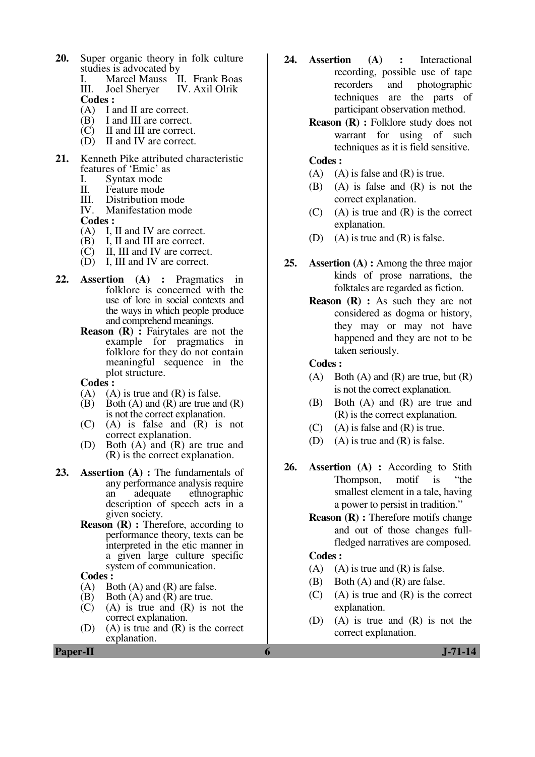20. Super organic theory in folk culture studies is advocated by

    I. Marcel Mauss  II. Frank Boas
    III. Joel Sheryer  IV. Axil Olrik

    **Codes :**
    (A) I and II are correct.
    (B) I and III are correct.
    (C) II and III are correct.
    (D) II and IV are correct.

21. Kenneth Pike attributed characteristic features of 'Emic' as

    I. Syntax mode
    II. Feature mode
    III. Distribution mode
    IV. Manifestation mode

    **Codes :**
    (A) I, II and IV are correct.
    (B) I, II and III are correct.
    (C) II, III and IV are correct.
    (D) I, III and IV are correct.

22. **Assertion (A) :** Pragmatics in folklore is concerned with the use of lore in social contexts and the ways in which people produce and comprehend meanings.

    **Reason (R) :** Fairytales are not the example for pragmatics in folklore for they do not contain meaningful sequence in the plot structure.

    **Codes :**
    (A) (A) is true and (R) is false.
    (B) Both (A) and (R) are true and (R) is not the correct explanation.
    (C) (A) is false and (R) is not correct explanation.
    (D) Both (A) and (R) are true and (R) is the correct explanation.

23. **Assertion (A) :** The fundamentals of any performance analysis require an adequate ethnographic description of speech acts in a given society.

    **Reason (R) :** Therefore, according to performance theory, texts can be interpreted in the etic manner in a given large culture specific system of communication.

    **Codes :**
    (A) Both (A) and (R) are false.
    (B) Both (A) and (R) are true.
    (C) (A) is true and (R) is not the correct explanation.
    (D) (A) is true and (R) is the correct explanation.

24. **Assertion (A) :** Interactional recording, possible use of tape recorders and photographic techniques are the parts of participant observation method.

    **Reason (R) :** Folklore study does not warrant for using of such techniques as it is field sensitive.

    **Codes :**
    (A) (A) is false and (R) is true.
    (B) (A) is false and (R) is not the correct explanation.
    (C) (A) is true and (R) is the correct explanation.
    (D) (A) is true and (R) is false.

25. **Assertion (A) :** Among the three major kinds of prose narrations, the folktales are regarded as fiction.

    **Reason (R) :** As such they are not considered as dogma or history, they may or may not have happened and they are not to be taken seriously.

    **Codes :**
    (A) Both (A) and (R) are true, but (R) is not the correct explanation.
    (B) Both (A) and (R) are true and (R) is the correct explanation.
    (C) (A) is false and (R) is true.
    (D) (A) is true and (R) is false.

26. **Assertion (A) :** According to Stith Thompson, motif is "the smallest element in a tale, having a power to persist in tradition."

    **Reason (R) :** Therefore motifs change and out of those changes full-fledged narratives are composed.

    **Codes :**
    (A) (A) is true and (R) is false.
    (B) Both (A) and (R) are false.
    (C) (A) is true and (R) is the correct explanation.
    (D) (A) is true and (R) is not the correct explanation.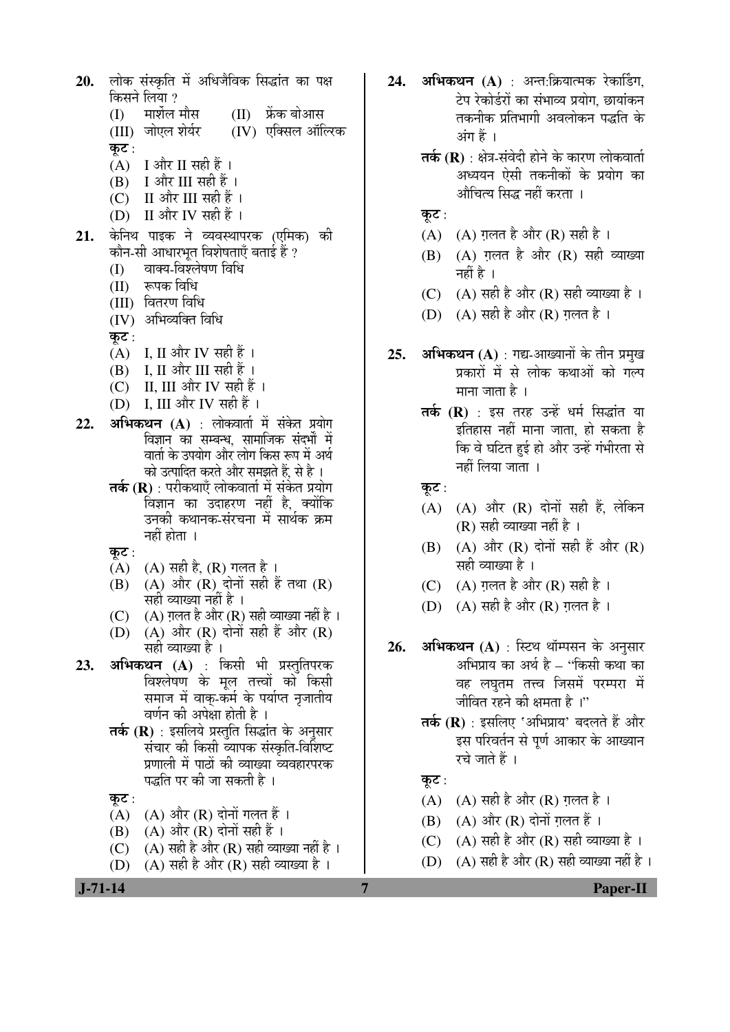20. लोक संस्कृति में अधिजैविक सिद्धांत का पक्ष किसने लिया ?

    (I) मार्शल मौस (II) फ्रेंक बोआस

    (III) जोएल शेर्यर (IV) एक्सिल ऑल्रिक

    **कूट :**

    (A) I और II सही हैं ।

    (B) I और III सही हैं ।

    (C) II और III सही हैं ।

    (D) II और IV सही हैं ।

21. केनिथ पाइक ने व्यवस्थापरक (एमिक) की कौन-सी आधारभूत विशेषताएँ बताई हैं ?

    (I) वाक्य-विश्लेषण विधि

    (II) रूपक विधि

    (III) वितरण विधि

    (IV) अभिव्यक्ति विधि

    **कूट :**

    (A) I, II और IV सही हैं ।

    (B) I, II और III सही हैं ।

    (C) II, III और IV सही हैं ।

    (D) I, III और IV सही हैं ।

22. **अभिकथन (A)** : लोकवार्ता में संकेत प्रयोग विज्ञान का सम्बन्ध, सामाजिक संदर्भों में वार्ता के उपयोग और लोग किस रूप में अर्थ को उत्पादित करते और समझते हैं, से है ।

    **तर्क (R)** : परीकथाएँ लोकवार्ता में संकेत प्रयोग विज्ञान का उदाहरण नहीं है, क्योंकि उनकी कथानक-संरचना में सार्थक क्रम नहीं होता ।

    **कूट :**

    (A) (A) सही है, (R) गलत है ।

    (B) (A) और (R) दोनों सही हैं तथा (R) सही व्याख्या नहीं है ।

    (C) (A) ग़लत है और (R) सही व्याख्या नहीं है ।

    (D) (A) और (R) दोनों सही हैं और (R) सही व्याख्या है ।

23. **अभिकथन (A)** : किसी भी प्रस्तुतिपरक विश्लेषण के मूल तत्त्वों को किसी समाज में वाक्-कर्म के पर्याप्त नृजातीय वर्णन की अपेक्षा होती है ।

    **तर्क (R)** : इसलिये प्रस्तुति सिद्धांत के अनुसार संचार की किसी व्यापक संस्कृति-विशिष्ट प्रणाली में पाठों की व्याख्या व्यवहारपरक पद्धति पर की जा सकती है ।

    **कूट :**

    (A) (A) और (R) दोनों गलत हैं ।

    (B) (A) और (R) दोनों सही हैं ।

    (C) (A) सही है और (R) सही व्याख्या नहीं है ।

    (D) (A) सही है और (R) सही व्याख्या है ।

24. **अभिकथन (A)** : अन्त:क्रियात्मक रेकार्डिंग, टेप रेकोर्डरों का संभाव्य प्रयोग, छायांकन तकनीक प्रतिभागी अवलोकन पद्धति के अंग हैं ।

    **तर्क (R)** : क्षेत्र-संवेदी होने के कारण लोकवार्ता अध्ययन ऐसी तकनीकों के प्रयोग का औचित्य सिद्ध नहीं करता ।

    **कूट :**

    (A) (A) ग़लत है और (R) सही है ।

    (B) (A) ग़लत है और (R) सही व्याख्या नहीं है ।

    (C) (A) सही है और (R) सही व्याख्या है ।

    (D) (A) सही है और (R) ग़लत है ।

25. **अभिकथन (A)** : गद्य-आख्यानों के तीन प्रमुख प्रकारों में से लोक कथाओं को गल्प माना जाता है ।

    **तर्क (R)** : इस तरह उन्हें धर्म सिद्धांत या इतिहास नहीं माना जाता, हो सकता है कि वे घटित हुई हो और उन्हें गंभीरता से नहीं लिया जाता ।

    **कूट :**

    (A) (A) और (R) दोनों सही हैं, लेकिन (R) सही व्याख्या नहीं है ।

    (B) (A) और (R) दोनों सही हैं और (R) सही व्याख्या है ।

    (C) (A) ग़लत है और (R) सही है ।

    (D) (A) सही है और (R) ग़लत है ।

26. **अभिकथन (A)** : स्टिथ थॉम्पसन के अनुसार अभिप्राय का अर्थ है – "किसी कथा का वह लघुतम तत्त्व जिसमें परम्परा में जीवित रहने की क्षमता है ।"

    **तर्क (R)** : इसलिए 'अभिप्राय' बदलते हैं और इस परिवर्तन से पूर्ण आकार के आख्यान रचे जाते हैं ।

    **कूट :**

    (A) (A) सही है और (R) ग़लत है ।

    (B) (A) और (R) दोनों ग़लत हैं ।

    (C) (A) सही है और (R) सही व्याख्या है ।

    (D) (A) सही है और (R) सही व्याख्या नहीं है ।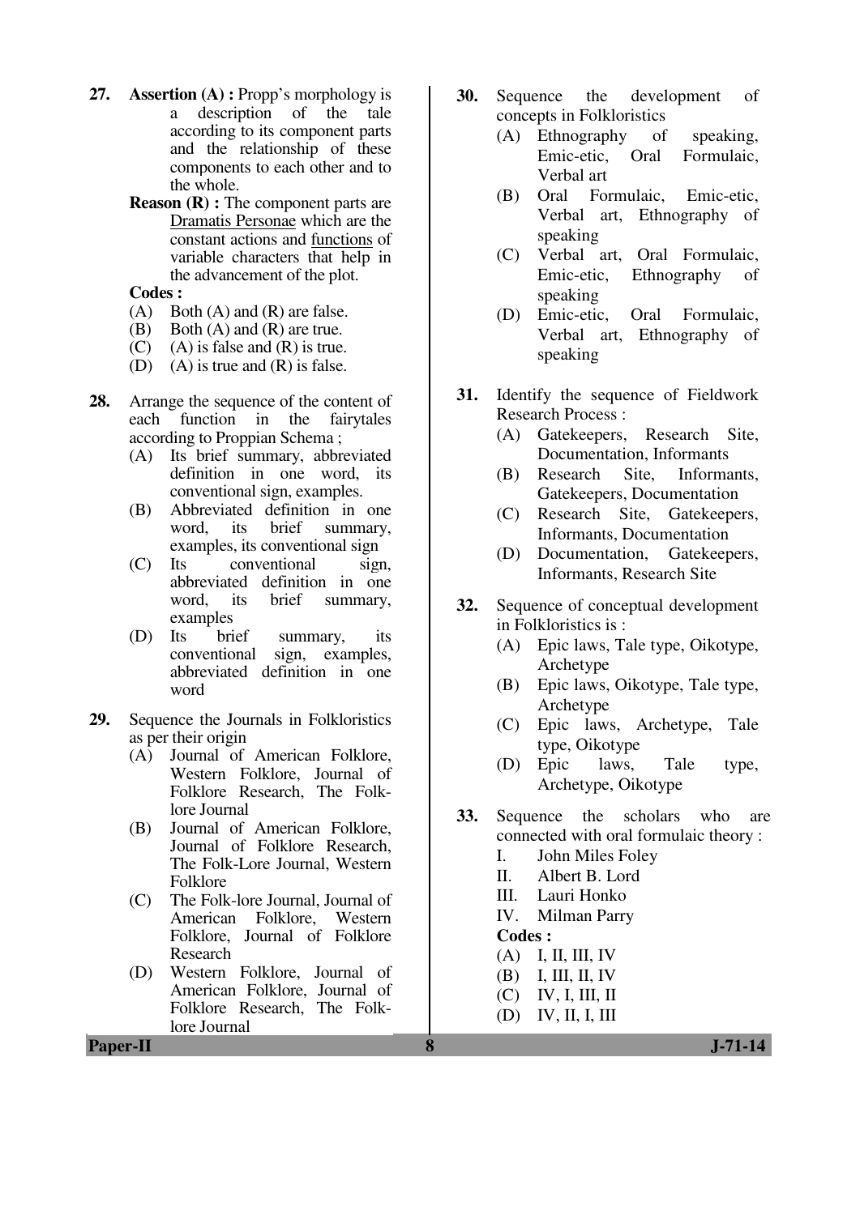**27.** **Assertion (A) :** Propp's morphology is a description of the tale according to its component parts and the relationship of these components to each other and to the whole.

**Reason (R) :** The component parts are <u>Dramatis Personae</u> which are the constant actions and <u>functions</u> of variable characters that help in the advancement of the plot.

**Codes :**

(A) Both (A) and (R) are false.
(B) Both (A) and (R) are true.
(C) (A) is false and (R) is true.
(D) (A) is true and (R) is false.

**28.** Arrange the sequence of the content of each function in the fairytales according to Proppian Schema ;

(A) Its brief summary, abbreviated definition in one word, its conventional sign, examples.
(B) Abbreviated definition in one word, its brief summary, examples, its conventional sign
(C) Its conventional sign, abbreviated definition in one word, its brief summary, examples
(D) Its brief summary, its conventional sign, examples, abbreviated definition in one word

**29.** Sequence the Journals in Folkloristics as per their origin

(A) Journal of American Folklore, Western Folklore, Journal of Folklore Research, The Folk-lore Journal
(B) Journal of American Folklore, Journal of Folklore Research, The Folk-Lore Journal, Western Folklore
(C) The Folk-lore Journal, Journal of American Folklore, Western Folklore, Journal of Folklore Research
(D) Western Folklore, Journal of American Folklore, Journal of Folklore Research, The Folk-lore Journal

**30.** Sequence the development of concepts in Folkloristics

(A) Ethnography of speaking, Emic-etic, Oral Formulaic, Verbal art
(B) Oral Formulaic, Emic-etic, Verbal art, Ethnography of speaking
(C) Verbal art, Oral Formulaic, Emic-etic, Ethnography of speaking
(D) Emic-etic, Oral Formulaic, Verbal art, Ethnography of speaking

**31.** Identify the sequence of Fieldwork Research Process :

(A) Gatekeepers, Research Site, Documentation, Informants
(B) Research Site, Informants, Gatekeepers, Documentation
(C) Research Site, Gatekeepers, Informants, Documentation
(D) Documentation, Gatekeepers, Informants, Research Site

**32.** Sequence of conceptual development in Folkloristics is :

(A) Epic laws, Tale type, Oikotype, Archetype
(B) Epic laws, Oikotype, Tale type, Archetype
(C) Epic laws, Archetype, Tale type, Oikotype
(D) Epic laws, Tale type, Archetype, Oikotype

**33.** Sequence the scholars who are connected with oral formulaic theory :

I. John Miles Foley
II. Albert B. Lord
III. Lauri Honko
IV. Milman Parry

**Codes :**

(A) I, II, III, IV
(B) I, III, II, IV
(C) IV, I, III, II
(D) IV, II, I, III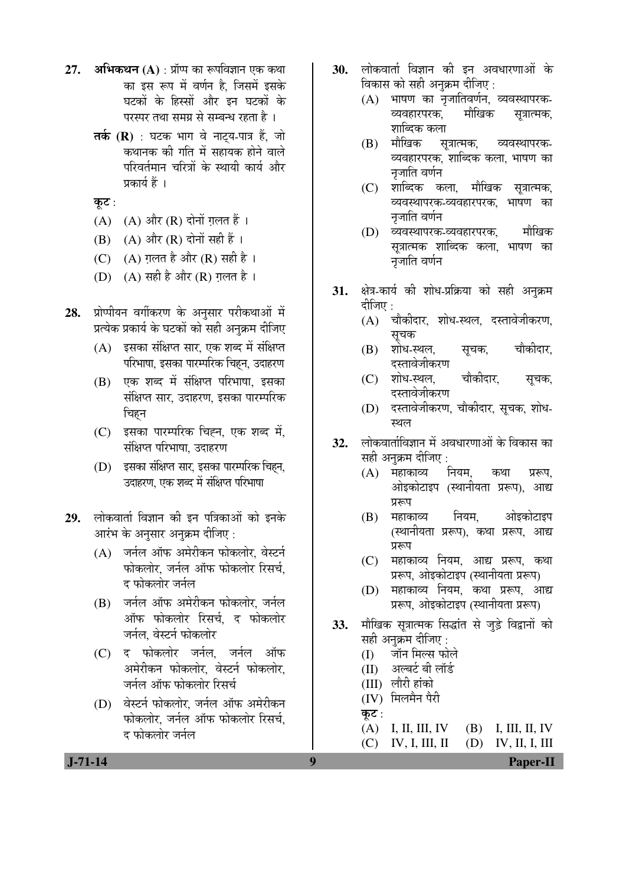**27.** **अभिकथन (A)** : प्रॉप्प का रूपविज्ञान एक कथा का इस रूप में वर्णन है, जिसमें इसके घटकों के हिस्सों और इन घटकों के परस्पर तथा समग्र से सम्बन्ध रहता है ।

**तर्क (R)** : घटक भाग वे नाट्य-पात्र हैं, जो कथानक की गति में सहायक होने वाले परिवर्तमान चरित्रों के स्थायी कार्य और प्रकार्य हैं ।

**कूट** :

(A) (A) और (R) दोनों ग़लत हैं ।

(B) (A) और (R) दोनों सही हैं ।

(C) (A) ग़लत है और (R) सही है ।

(D) (A) सही है और (R) ग़लत है ।

**28.** प्रोप्पीयन वर्गीकरण के अनुसार परीकथाओं में प्रत्येक प्रकार्य के घटकों को सही अनुक्रम दीजिए

(A) इसका संक्षिप्त सार, एक शब्द में संक्षिप्त परिभाषा, इसका पारम्परिक चिह्न, उदाहरण

(B) एक शब्द में संक्षिप्त परिभाषा, इसका संक्षिप्त सार, उदाहरण, इसका पारम्परिक चिह्न

(C) इसका पारम्परिक चिह्न, एक शब्द में, संक्षिप्त परिभाषा, उदाहरण

(D) इसका संक्षिप्त सार, इसका पारम्परिक चिह्न, उदाहरण, एक शब्द में संक्षिप्त परिभाषा

**29.** लोकवार्ता विज्ञान की इन पत्रिकाओं को इनके आरंभ के अनुसार अनुक्रम दीजिए :

(A) जर्नल ऑफ अमेरीकन फोकलोर, वेस्टर्न फोकलोर, जर्नल ऑफ फोकलोर रिसर्च, द फोकलोर जर्नल

(B) जर्नल ऑफ अमेरीकन फोकलोर, जर्नल ऑफ फोकलोर रिसर्च, द फोकलोर जर्नल, वेस्टर्न फोकलोर

(C) द फोकलोर जर्नल, जर्नल ऑफ अमेरीकन फोकलोर, वेस्टर्न फोकलोर, जर्नल ऑफ फोकलोर रिसर्च

(D) वेस्टर्न फोकलोर, जर्नल ऑफ अमेरीकन फोकलोर, जर्नल ऑफ फोकलोर रिसर्च, द फोकलोर जर्नल

**30.** लोकवार्ता विज्ञान की इन अवधारणाओं के विकास को सही अनुक्रम दीजिए :

(A) भाषण का नृजातिवर्णन, व्यवस्थापरक-व्यवहारपरक, मौखिक सूत्रात्मक, शाब्दिक कला

(B) मौखिक सूत्रात्मक, व्यवस्थापरक-व्यवहारपरक, शाब्दिक कला, भाषण का नृजाति वर्णन

(C) शाब्दिक कला, मौखिक सूत्रात्मक, व्यवस्थापरक-व्यवहारपरक, भाषण का नृजाति वर्णन

(D) व्यवस्थापरक-व्यवहारपरक, मौखिक सूत्रात्मक शाब्दिक कला, भाषण का नृजाति वर्णन

**31.** क्षेत्र-कार्य की शोध-प्रक्रिया को सही अनुक्रम दीजिए :

(A) चौकीदार, शोध-स्थल, दस्तावेजीकरण, सूचक

(B) शोध-स्थल, सूचक, चौकीदार, दस्तावेजीकरण

(C) शोध-स्थल, चौकीदार, सूचक, दस्तावेजीकरण

(D) दस्तावेजीकरण, चौकीदार, सूचक, शोध-स्थल

**32.** लोकवार्ताविज्ञान में अवधारणाओं के विकास का सही अनुक्रम दीजिए :

(A) महाकाव्य नियम, कथा प्ररूप, ओइकोटाइप (स्थानीयता प्ररूप), आद्य प्ररूप

(B) महाकाव्य नियम, ओइकोटाइप (स्थानीयता प्ररूप), कथा प्ररूप, आद्य प्ररूप

(C) महाकाव्य नियम, आद्य प्ररूप, कथा प्ररूप, ओइकोटाइप (स्थानीयता प्ररूप)

(D) महाकाव्य नियम, कथा प्ररूप, आद्य प्ररूप, ओइकोटाइप (स्थानीयता प्ररूप)

**33.** मौखिक सूत्रात्मक सिद्धांत से जुड़े विद्वानों को सही अनुक्रम दीजिए :

(I) जॉन मिल्स फोले

(II) अल्बर्ट बी लॉर्ड

(III) लौरी हांको

(IV) मिलमैन पैरी

**कूट** :

(A) I, II, III, IV (B) I, III, II, IV

(C) IV, I, III, II (D) IV, II, I, III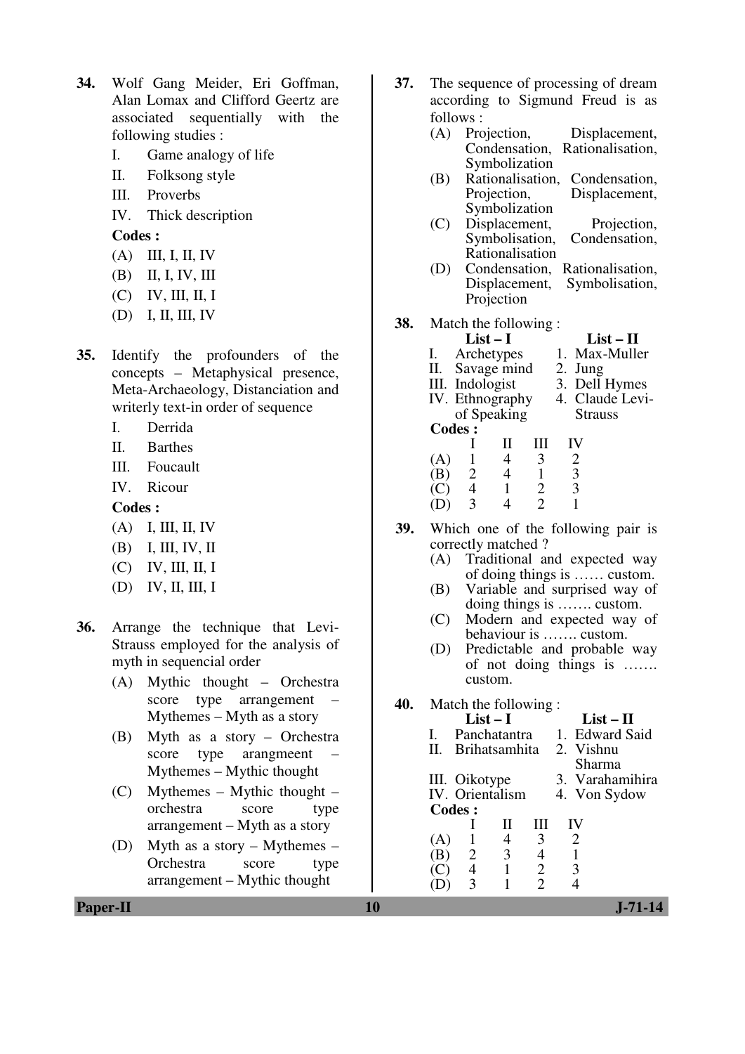**34.** Wolf Gang Meider, Eri Goffman, Alan Lomax and Clifford Geertz are associated sequentially with the following studies :

I. Game analogy of life

II. Folksong style

III. Proverbs

IV. Thick description

**Codes :**

(A) III, I, II, IV

(B) II, I, IV, III

(C) IV, III, II, I

(D) I, II, III, IV

**35.** Identify the profounders of the concepts – Metaphysical presence, Meta-Archaeology, Distanciation and writerly text-in order of sequence

I. Derrida

II. Barthes

III. Foucault

IV. Ricour

**Codes :**

(A) I, III, II, IV

(B) I, III, IV, II

(C) IV, III, II, I

(D) IV, II, III, I

**36.** Arrange the technique that Levi-Strauss employed for the analysis of myth in sequencial order

(A) Mythic thought – Orchestra score type arrangement – Mythemes – Myth as a story

(B) Myth as a story – Orchestra score type arangment – Mythemes – Mythic thought

(C) Mythemes – Mythic thought – orchestra score type arrangement – Myth as a story

(D) Myth as a story – Mythemes – Orchestra score type arrangement – Mythic thought

**37.** The sequence of processing of dream according to Sigmund Freud is as follows :

(A) Projection, Displacement, Condensation, Rationalisation, Symbolization

(B) Rationalisation, Condensation, Projection, Displacement, Symbolization

(C) Displacement, Projection, Symbolisation, Condensation, Rationalisation

(D) Condensation, Rationalisation, Displacement, Symbolisation, Projection

**38.** Match the following :

| List – I | List – II |
|---|---|
| I. Archetypes | 1. Max-Muller |
| II. Savage mind | 2. Jung |
| III. Indologist | 3. Dell Hymes |
| IV. Ethnography of Speaking | 4. Claude Levi-Strauss |

**Codes :**

| | I | II | III | IV |
|---|---|---|---|---|
| (A) | 1 | 4 | 3 | 2 |
| (B) | 2 | 4 | 1 | 3 |
| (C) | 4 | 1 | 2 | 3 |
| (D) | 3 | 4 | 2 | 1 |

**39.** Which one of the following pair is correctly matched ?

(A) Traditional and expected way of doing things is …… custom.

(B) Variable and surprised way of doing things is ……. custom.

(C) Modern and expected way of behaviour is ……. custom.

(D) Predictable and probable way of not doing things is ……. custom.

**40.** Match the following :

| List – I | List – II |
|---|---|
| I. Panchatantra | 1. Edward Said |
| II. Brihatsamhita | 2. Vishnu Sharma |
| III. Oikotype | 3. Varahamihira |
| IV. Orientalism | 4. Von Sydow |

**Codes :**

| | I | II | III | IV |
|---|---|---|---|---|
| (A) | 1 | 4 | 3 | 2 |
| (B) | 2 | 3 | 4 | 1 |
| (C) | 4 | 1 | 2 | 3 |
| (D) | 3 | 1 | 2 | 4 |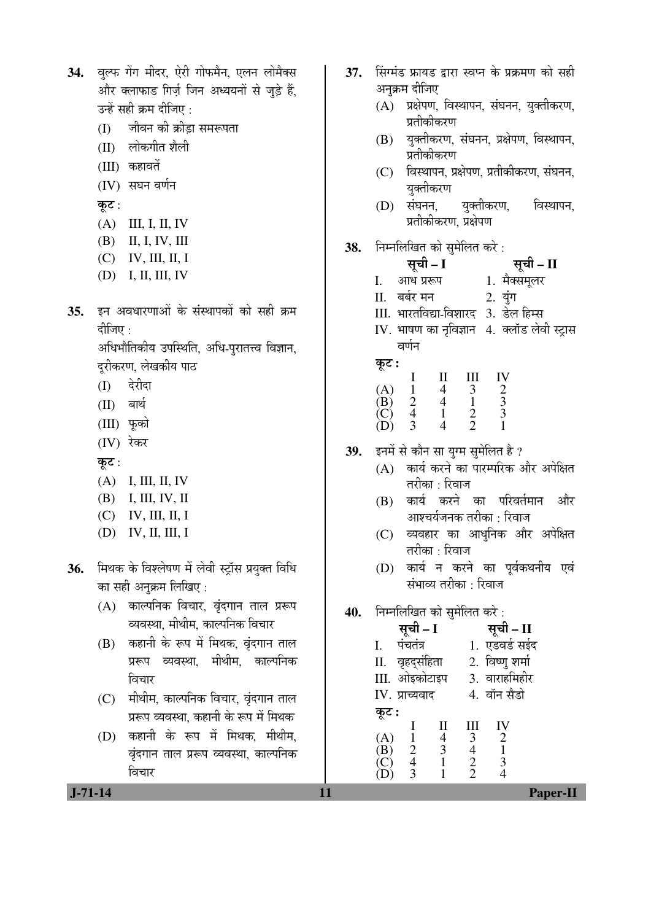34. वुल्फ गेंग मीदर, ऐरी गोफमैन, एलन लोमैक्स और क्लाफाड गिर्ज़ जिन अध्ययनों से जुड़े हैं, उन्हें सही क्रम दीजिए :

    (I) जीवन की क्रीड़ा समरूपता

    (II) लोकगीत शैली

    (III) कहावतें

    (IV) सघन वर्णन

    कूट :

    (A) III, I, II, IV

    (B) II, I, IV, III

    (C) IV, III, II, I

    (D) I, II, III, IV

35. इन अवधारणाओं के संस्थापकों को सही क्रम दीजिए :

    अधिभौतिकीय उपस्थिति, अधि-पुरातत्त्व विज्ञान, दूरीकरण, लेखकीय पाठ

    (I) देरीदा

    (II) बार्थ

    (III) फूको

    (IV) रेकर

    कूट :

    (A) I, III, II, IV

    (B) I, III, IV, II

    (C) IV, III, II, I

    (D) IV, II, III, I

36. मिथक के विश्लेषण में लेवी स्ट्रॉस प्रयुक्त विधि का सही अनुक्रम लिखिए :

    (A) काल्पनिक विचार, वृंदगान ताल प्ररूप व्यवस्था, मीथीम, काल्पनिक विचार

    (B) कहानी के रूप में मिथक, वृंदगान ताल प्ररूप व्यवस्था, मीथीम, काल्पनिक विचार

    (C) मीथीम, काल्पनिक विचार, वृंदगान ताल प्ररूप व्यवस्था, कहानी के रूप में मिथक

    (D) कहानी के रूप में मिथक, मीथीम, वृंदगान ताल प्ररूप व्यवस्था, काल्पनिक विचार

37. सिंग्मंड फ्रायड द्वारा स्वप्न के प्रक्रमण को सही अनुक्रम दीजिए

    (A) प्रक्षेपण, विस्थापन, संघनन, युक्तीकरण, प्रतीकीकरण

    (B) युक्तीकरण, संघनन, प्रक्षेपण, विस्थापन, प्रतीकीकरण

    (C) विस्थापन, प्रक्षेपण, प्रतीकीकरण, संघनन, युक्तीकरण

    (D) संघनन, युक्तीकरण, विस्थापन, प्रतीकीकरण, प्रक्षेपण

38. निम्नलिखित को सुमेलित करे :

| सूची – I | सूची – II |
|---|---|
| I. आध प्ररूप | 1. मैक्समूलर |
| II. बर्बर मन | 2. युंग |
| III. भारतविद्या-विशारद | 3. डेल हिम्स |
| IV. भाषण का नृविज्ञान वर्णन | 4. क्लॉड लेवी स्ट्रास |

कूट :

| | I | II | III | IV |
|---|---|---|---|---|
| (A) | 1 | 4 | 3 | 2 |
| (B) | 2 | 4 | 1 | 3 |
| (C) | 4 | 1 | 2 | 3 |
| (D) | 3 | 4 | 2 | 1 |

39. इनमें से कौन सा युग्म सुमेलित है ?

    (A) कार्य करने का पारम्परिक और अपेक्षित तरीका : रिवाज

    (B) कार्य करने का परिवर्तमान और आश्चर्यजनक तरीका : रिवाज

    (C) व्यवहार का आधुनिक और अपेक्षित तरीका : रिवाज

    (D) कार्य न करने का पूर्वकथनीय एवं संभाव्य तरीका : रिवाज

40. निम्नलिखित को सुमेलित करे :

| सूची – I | सूची – II |
|---|---|
| I. पंचतंत्र | 1. एडवर्ड सईद |
| II. वृहद्संहिता | 2. विष्णु शर्मा |
| III. ओइकोटाइप | 3. वाराहमिहीर |
| IV. प्राच्यवाद | 4. वॉन सैडो |

कूट :

| | I | II | III | IV |
|---|---|---|---|---|
| (A) | 1 | 4 | 3 | 2 |
| (B) | 2 | 3 | 4 | 1 |
| (C) | 4 | 1 | 2 | 3 |
| (D) | 3 | 1 | 2 | 4 |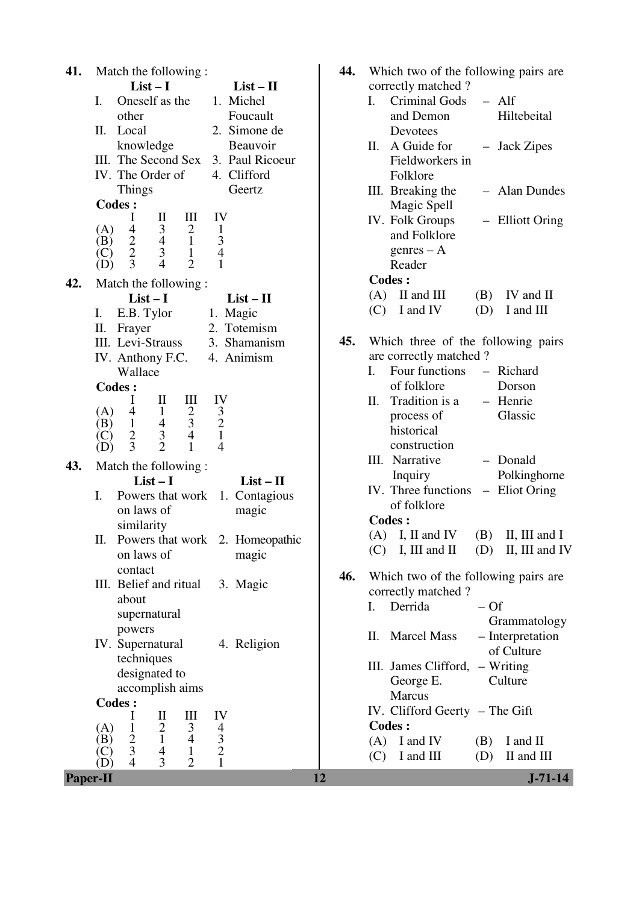**41.** Match the following :

| | List – I | | List – II |
|---|---|---|---|
| I. | Oneself as the other | 1. | Michel Foucault |
| II. | Local knowledge | 2. | Simone de Beauvoir |
| III. | The Second Sex | 3. | Paul Ricoeur |
| IV. | The Order of Things | 4. | Clifford Geertz |

**Codes :**

| | I | II | III | IV |
|---|---|---|---|---|
| (A) | 4 | 3 | 2 | 1 |
| (B) | 2 | 4 | 1 | 3 |
| (C) | 2 | 3 | 1 | 4 |
| (D) | 3 | 4 | 2 | 1 |

**42.** Match the following :

| | List – I | | List – II |
|---|---|---|---|
| I. | E.B. Tylor | 1. | Magic |
| II. | Frayer | 2. | Totemism |
| III. | Levi-Strauss | 3. | Shamanism |
| IV. | Anthony F.C. Wallace | 4. | Animism |

**Codes :**

| | I | II | III | IV |
|---|---|---|---|---|
| (A) | 4 | 1 | 2 | 3 |
| (B) | 1 | 4 | 3 | 2 |
| (C) | 2 | 3 | 4 | 1 |
| (D) | 3 | 2 | 1 | 4 |

**43.** Match the following :

| | List – I | | List – II |
|---|---|---|---|
| I. | Powers that work on laws of similarity | 1. | Contagious magic |
| II. | Powers that work on laws of contact | 2. | Homeopathic magic |
| III. | Belief and ritual about supernatural powers | 3. | Magic |
| IV. | Supernatural techniques designated to accomplish aims | 4. | Religion |

**Codes :**

| | I | II | III | IV |
|---|---|---|---|---|
| (A) | 1 | 2 | 3 | 4 |
| (B) | 2 | 1 | 4 | 3 |
| (C) | 3 | 4 | 1 | 2 |
| (D) | 4 | 3 | 2 | 1 |

**44.** Which two of the following pairs are correctly matched ?

I. Criminal Gods and Demon Devotees – Alf Hiltebeital

II. A Guide for Fieldworkers in Folklore – Jack Zipes

III. Breaking the Magic Spell – Alan Dundes

IV. Folk Groups and Folklore genres – A Reader – Elliott Oring

**Codes :**

(A) II and III (B) IV and II

(C) I and IV (D) I and III

**45.** Which three of the following pairs are correctly matched ?

I. Four functions of folklore – Richard Dorson

II. Tradition is a process of historical construction – Henrie Glassic

III. Narrative Inquiry – Donald Polkinghorne

IV. Three functions of folklore – Eliot Oring

**Codes :**

(A) I, II and IV (B) II, III and I

(C) I, III and II (D) II, III and IV

**46.** Which two of the following pairs are correctly matched ?

I. Derrida – Of Grammatology

II. Marcel Mass – Interpretation of Culture

III. James Clifford, George E. Marcus – Writing Culture

IV. Clifford Geerty – The Gift

**Codes :**

(A) I and IV (B) I and II

(C) I and III (D) II and III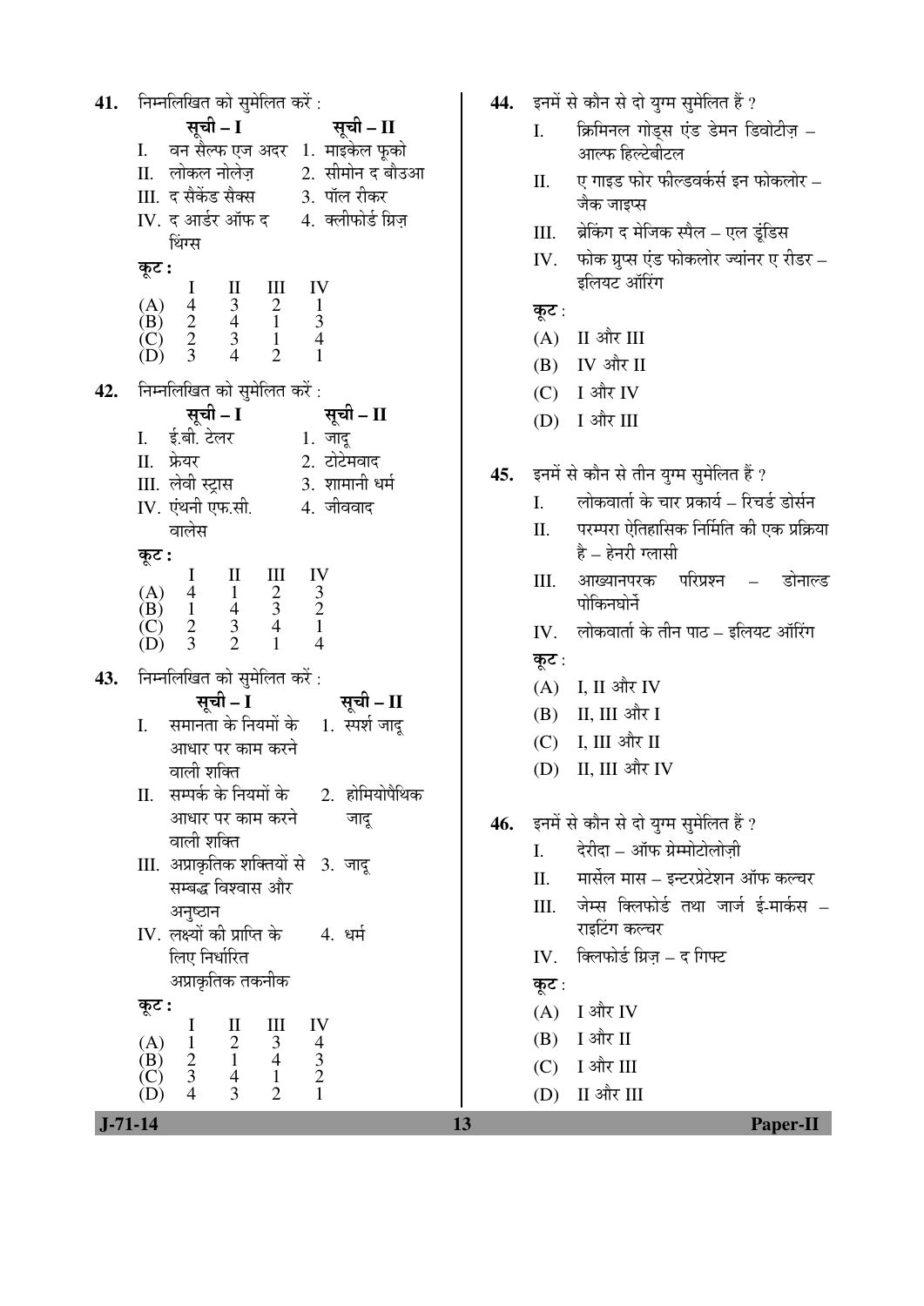**41.** निम्नलिखित को सुमेलित करें :

| | सूची – I | | सूची – II |
|---|---|---|---|
| I. | वन सैल्फ एज अदर | 1. | माइकेल फूको |
| II. | लोकल नोलेज़ | 2. | सीमोन द बौउआ |
| III. | द सैकेंड सैक्स | 3. | पॉल रीकर |
| IV. | द आर्डर ऑफ द थिंग्स | 4. | क्लीफोर्ड ग्रिज़ |

**कूट :**

| | I | II | III | IV |
|---|---|---|---|---|
| (A) | 4 | 3 | 2 | 1 |
| (B) | 2 | 4 | 1 | 3 |
| (C) | 2 | 3 | 1 | 4 |
| (D) | 3 | 4 | 2 | 1 |

**42.** निम्नलिखित को सुमेलित करें :

| | सूची – I | | सूची – II |
|---|---|---|---|
| I. | ई.बी. टेलर | 1. | जादू |
| II. | फ्रेयर | 2. | टोटेमवाद |
| III. | लेवी स्ट्रास | 3. | शामानी धर्म |
| IV. | एंथनी एफ.सी. वालेस | 4. | जीववाद |

**कूट :**

| | I | II | III | IV |
|---|---|---|---|---|
| (A) | 4 | 1 | 2 | 3 |
| (B) | 1 | 4 | 3 | 2 |
| (C) | 2 | 3 | 4 | 1 |
| (D) | 3 | 2 | 1 | 4 |

**43.** निम्नलिखित को सुमेलित करें :

| | सूची – I | | सूची – II |
|---|---|---|---|
| I. | समानता के नियमों के आधार पर काम करने वाली शक्ति | 1. | स्पर्श जादू |
| II. | सम्पर्क के नियमों के आधार पर काम करने वाली शक्ति | 2. | होमियोपैथिक जादू |
| III. | अप्राकृतिक शक्तियों से सम्बद्ध विश्वास और अनुष्ठान | 3. | जादू |
| IV. | लक्ष्यों की प्राप्ति के लिए निर्धारित अप्राकृतिक तकनीक | 4. | धर्म |

**कूट :**

| | I | II | III | IV |
|---|---|---|---|---|
| (A) | 1 | 2 | 3 | 4 |
| (B) | 2 | 1 | 4 | 3 |
| (C) | 3 | 4 | 1 | 2 |
| (D) | 4 | 3 | 2 | 1 |

**44.** इनमें से कौन से दो युग्म सुमेलित हैं ?

I. क्रिमिनल गोड्स एंड डेमन डिवोटीज़ – आल्फ हिल्टेबीटल

II. ए गाइड फोर फील्डवर्कर्स इन फोकलोर – जैक जाइप्स

III. ब्रेकिंग द मेजिक स्पैल – एल डूंडिस

IV. फोक ग्रुप्स एंड फोकलोर ज्यांनर ए रीडर – इलियट ऑरिंग

कूट :

(A) II और III

(B) IV और II

(C) I और IV

(D) I और III

**45.** इनमें से कौन से तीन युग्म सुमेलित हैं ?

I. लोकवार्ता के चार प्रकार्य – रिचर्ड डोर्सन

II. परम्परा ऐतिहासिक निर्मिति की एक प्रक्रिया है – हेनरी ग्लासी

III. आख्यानपरक परिप्रश्न – डोनाल्ड पोकिनघोर्ने

IV. लोकवार्ता के तीन पाठ – इलियट ऑरिंग

कूट :

(A) I, II और IV

(B) II, III और I

(C) I, III और II

(D) II, III और IV

**46.** इनमें से कौन से दो युग्म सुमेलित हैं ?

I. देरीदा – ऑफ ग्रेम्मोटोलोज़ी

II. मार्सेल मास – इन्टरप्रेटेशन ऑफ कल्चर

III. जेम्स क्लिफोर्ड तथा जार्ज ई-मार्कस – राइटिंग कल्चर

IV. क्लिफोर्ड ग्रिज़ – द गिफ्ट

कूट :

(A) I और IV

(B) I और II

(C) I और III

(D) II और III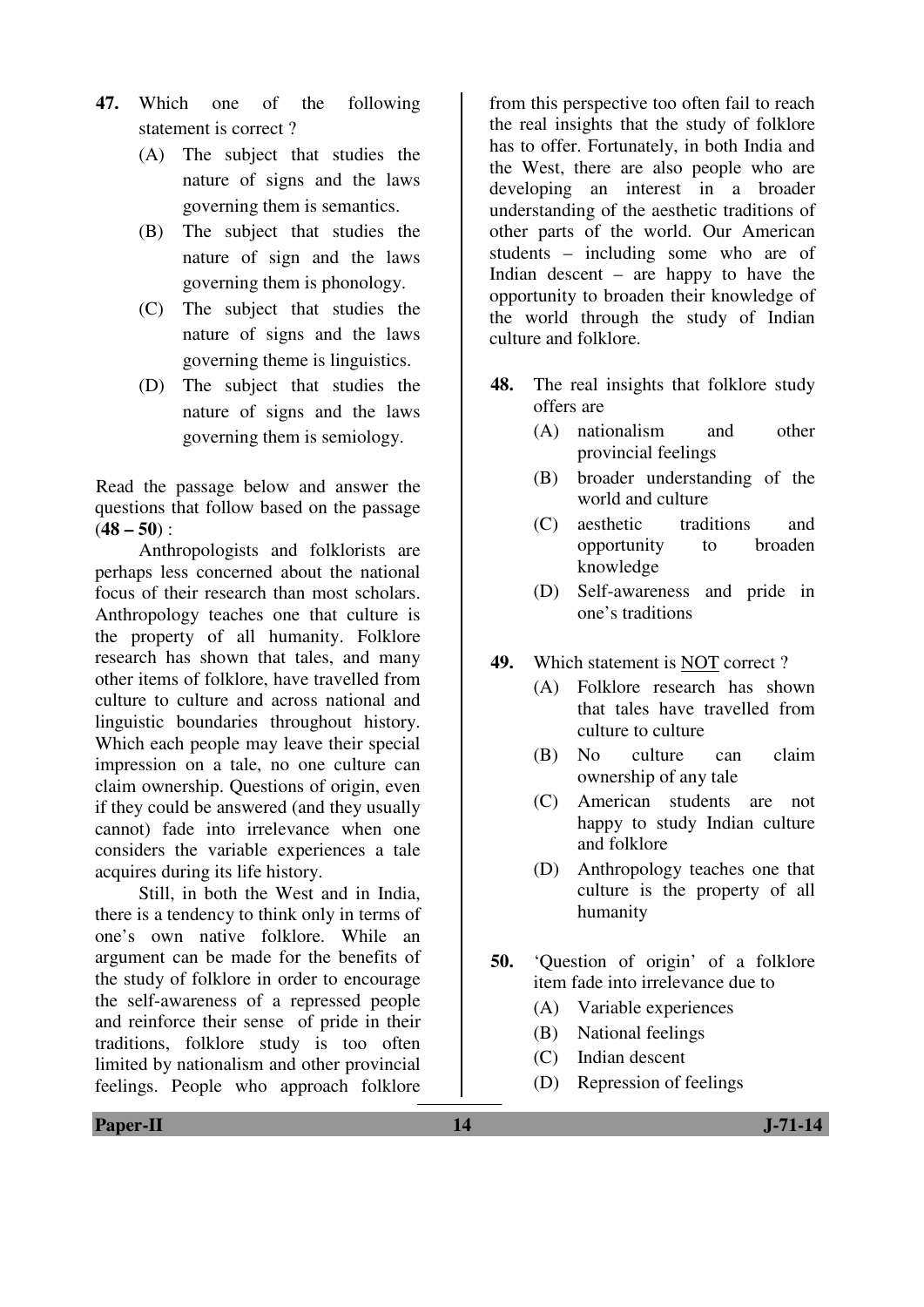**47.** Which one of the following statement is correct ?

(A) The subject that studies the nature of signs and the laws governing them is semantics.

(B) The subject that studies the nature of sign and the laws governing them is phonology.

(C) The subject that studies the nature of signs and the laws governing theme is linguistics.

(D) The subject that studies the nature of signs and the laws governing them is semiology.

Read the passage below and answer the questions that follow based on the passage (**48 – 50**) :

Anthropologists and folklorists are perhaps less concerned about the national focus of their research than most scholars. Anthropology teaches one that culture is the property of all humanity. Folklore research has shown that tales, and many other items of folklore, have travelled from culture to culture and across national and linguistic boundaries throughout history. Which each people may leave their special impression on a tale, no one culture can claim ownership. Questions of origin, even if they could be answered (and they usually cannot) fade into irrelevance when one considers the variable experiences a tale acquires during its life history.

Still, in both the West and in India, there is a tendency to think only in terms of one's own native folklore. While an argument can be made for the benefits of the study of folklore in order to encourage the self-awareness of a repressed people and reinforce their sense of pride in their traditions, folklore study is too often limited by nationalism and other provincial feelings. People who approach folklore from this perspective too often fail to reach the real insights that the study of folklore has to offer. Fortunately, in both India and the West, there are also people who are developing an interest in a broader understanding of the aesthetic traditions of other parts of the world. Our American students – including some who are of Indian descent – are happy to have the opportunity to broaden their knowledge of the world through the study of Indian culture and folklore.

**48.** The real insights that folklore study offers are

(A) nationalism and other provincial feelings

(B) broader understanding of the world and culture

(C) aesthetic traditions and opportunity to broaden knowledge

(D) Self-awareness and pride in one's traditions

**49.** Which statement is NOT correct ?

(A) Folklore research has shown that tales have travelled from culture to culture

(B) No culture can claim ownership of any tale

(C) American students are not happy to study Indian culture and folklore

(D) Anthropology teaches one that culture is the property of all humanity

**50.** 'Question of origin' of a folklore item fade into irrelevance due to

(A) Variable experiences

(B) National feelings

(C) Indian descent

(D) Repression of feelings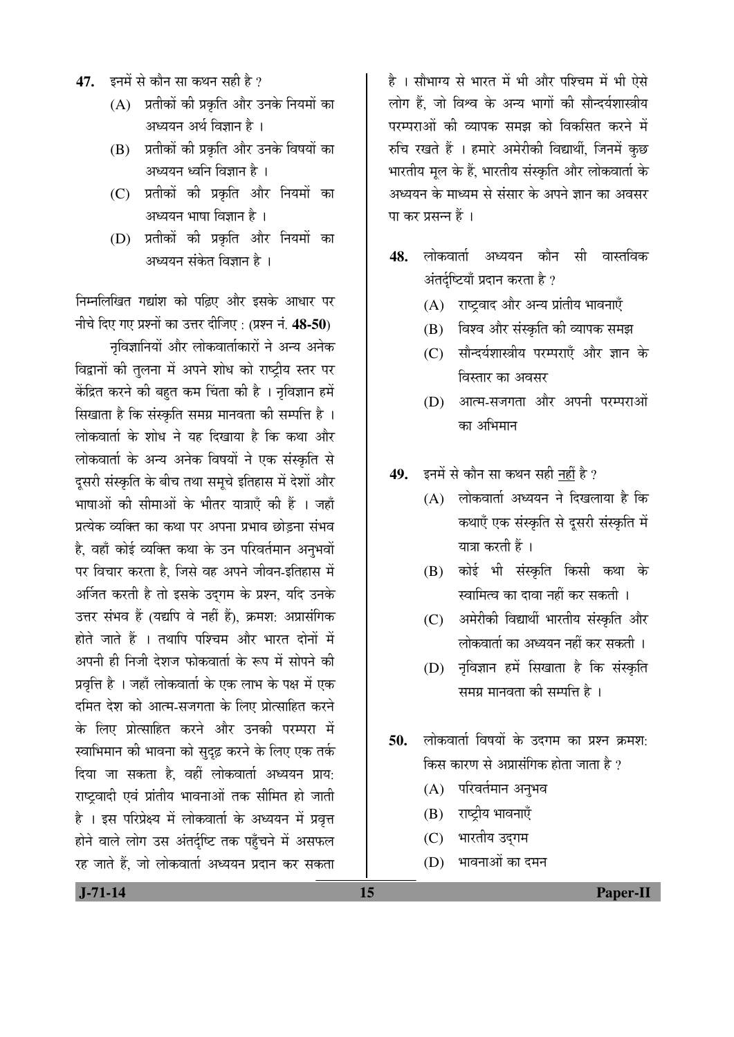**47.** इनमें से कौन सा कथन सही है ?

(A) प्रतीकों की प्रकृति और उनके नियमों का अध्ययन अर्थ विज्ञान है ।

(B) प्रतीकों की प्रकृति और उनके विषयों का अध्ययन ध्वनि विज्ञान है ।

(C) प्रतीकों की प्रकृति और नियमों का अध्ययन भाषा विज्ञान है ।

(D) प्रतीकों की प्रकृति और नियमों का अध्ययन संकेत विज्ञान है ।

निम्नलिखित गद्यांश को पढ़िए और इसके आधार पर नीचे दिए गए प्रश्नों का उत्तर दीजिए : (प्रश्न नं. **48-50**)

नृविज्ञानियों और लोकवार्ताकारों ने अन्य अनेक विद्वानों की तुलना में अपने शोध को राष्ट्रीय स्तर पर केंद्रित करने की बहुत कम चिंता की है । नृविज्ञान हमें सिखाता है कि संस्कृति समग्र मानवता की सम्पत्ति है । लोकवार्ता के शोध ने यह दिखाया है कि कथा और लोकवार्ता के अन्य अनेक विषयों ने एक संस्कृति से दूसरी संस्कृति के बीच तथा समूचे इतिहास में देशों और भाषाओं की सीमाओं के भीतर यात्राएँ की हैं । जहाँ प्रत्येक व्यक्ति का कथा पर अपना प्रभाव छोड़ना संभव है, वहाँ कोई व्यक्ति कथा के उन परिवर्तमान अनुभवों पर विचार करता है, जिसे वह अपने जीवन-इतिहास में अर्जित करती है तो इसके उद्गम के प्रश्न, यदि उनके उत्तर संभव हैं (यद्यपि वे नहीं हैं), क्रमश: अप्रासंगिक होते जाते हैं । तथापि पश्चिम और भारत दोनों में अपनी ही निजी देशज फोकवार्ता के रूप में सोपने की प्रवृत्ति है । जहाँ लोकवार्ता के एक लाभ के पक्ष में एक दमित देश को आत्म-सजगता के लिए प्रोत्साहित करने के लिए प्रोत्साहित करने और उनकी परम्परा में स्वाभिमान की भावना को सुदृढ़ करने के लिए एक तर्क दिया जा सकता है, वहीं लोकवार्ता अध्ययन प्राय: राष्ट्रवादी एवं प्रांतीय भावनाओं तक सीमित हो जाती है । इस परिप्रेक्ष्य में लोकवार्ता के अध्ययन में प्रवृत्त होने वाले लोग उस अंतर्दृष्टि तक पहुँचने में असफल रह जाते हैं, जो लोकवार्ता अध्ययन प्रदान कर सकता है । सौभाग्य से भारत में भी और पश्चिम में भी ऐसे लोग हैं, जो विश्व के अन्य भागों की सौन्दर्यशास्त्रीय परम्पराओं की व्यापक समझ को विकसित करने में रुचि रखते हैं । हमारे अमेरीकी विद्यार्थी, जिनमें कुछ भारतीय मूल के हैं, भारतीय संस्कृति और लोकवार्ता के अध्ययन के माध्यम से संसार के अपने ज्ञान का अवसर पा कर प्रसन्न हैं ।

**48.** लोकवार्ता अध्ययन कौन सी वास्तविक अंतर्दृष्टियाँ प्रदान करता है ?

(A) राष्ट्रवाद और अन्य प्रांतीय भावनाएँ

(B) विश्व और संस्कृति की व्यापक समझ

(C) सौन्दर्यशास्त्रीय परम्पराएँ और ज्ञान के विस्तार का अवसर

(D) आत्म-सजगता और अपनी परम्पराओं का अभिमान

**49.** इनमें से कौन सा कथन सही <u>नहीं</u> है ?

(A) लोकवार्ता अध्ययन ने दिखलाया है कि कथाएँ एक संस्कृति से दूसरी संस्कृति में यात्रा करती हैं ।

(B) कोई भी संस्कृति किसी कथा के स्वामित्व का दावा नहीं कर सकती ।

(C) अमेरीकी विद्यार्थी भारतीय संस्कृति और लोकवार्ता का अध्ययन नहीं कर सकती ।

(D) नृविज्ञान हमें सिखाता है कि संस्कृति समग्र मानवता की सम्पत्ति है ।

**50.** लोकवार्ता विषयों के उदगम का प्रश्न क्रमश: किस कारण से अप्रासंगिक होता जाता है ?

(A) परिवर्तमान अनुभव

(B) राष्ट्रीय भावनाएँ

(C) भारतीय उद्गम

(D) भावनाओं का दमन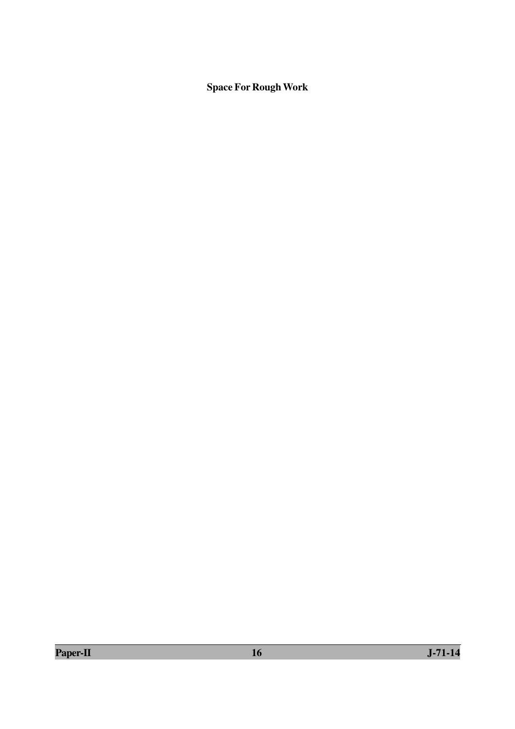**Space For Rough Work**